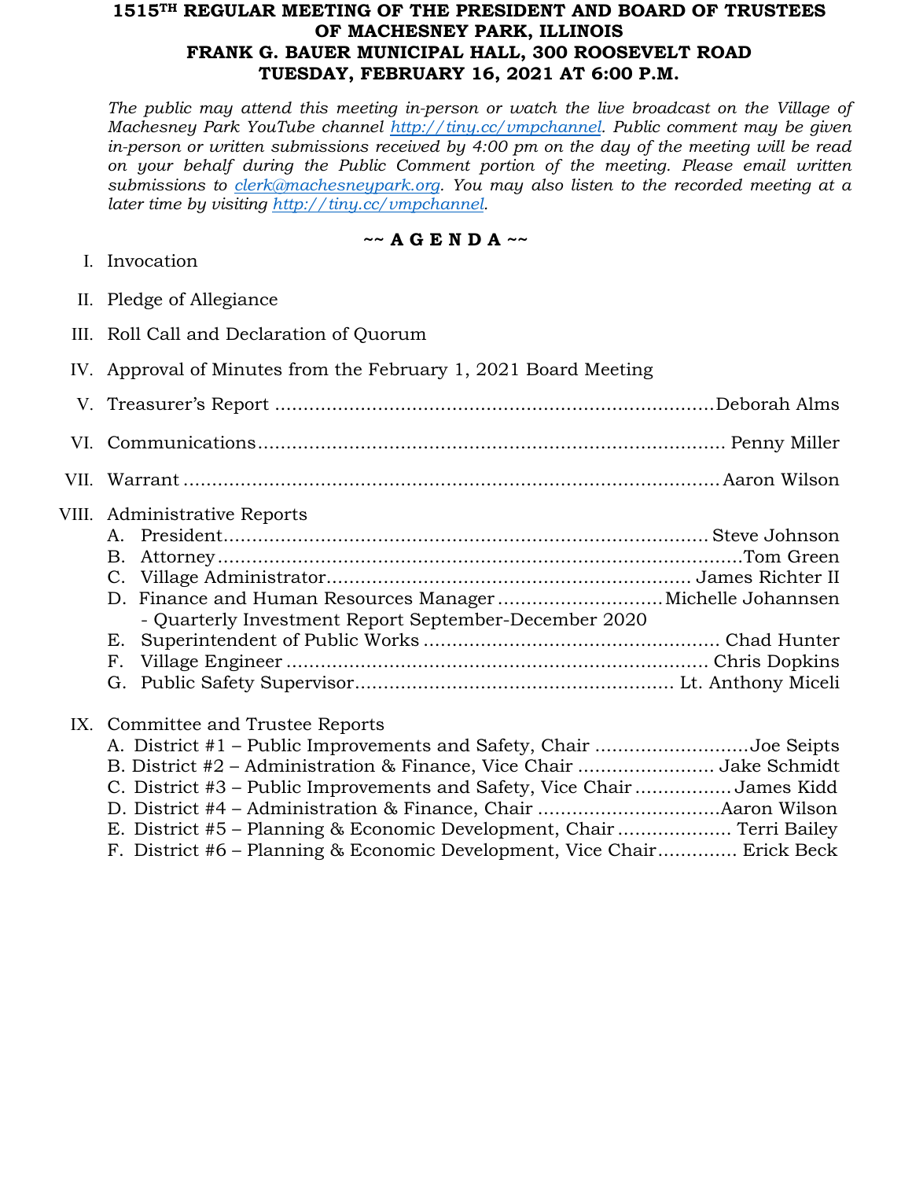# 1515[TH] REGULAR MEETING OF THE PRESIDENT AND BOARD OF TRUSTEES OF MACHESNEY PARK, ILLINOIS
## FRANK G. BAUER MUNICIPAL HALL, 300 ROOSEVELT ROAD
## TUESDAY, FEBRUARY 16, 2021 AT 6:00 P.M.

*The public may attend this meeting in-person or watch the live broadcast on the Village of Machesney Park YouTube channel http://tiny.cc/vmpchannel. Public comment may be given in-person or written submissions received by 4:00 pm on the day of the meeting will be read on your behalf during the Public Comment portion of the meeting. Please email written submissions to clerk@machesneypark.org. You may also listen to the recorded meeting at a later time by visiting http://tiny.cc/vmpchannel.*

**~~ A G E N D A ~~**

I. Invocation

II. Pledge of Allegiance

III. Roll Call and Declaration of Quorum

IV. Approval of Minutes from the February 1, 2021 Board Meeting

V. Treasurer's Report ............ Deborah Alms

VI. Communications ............ Penny Miller

VII. Warrant ............ Aaron Wilson

VIII. Administrative Reports
   A. President ............ Steve Johnson
   B. Attorney ............ Tom Green
   C. Village Administrator ............ James Richter II
   D. Finance and Human Resources Manager ............ Michelle Johannsen
      - Quarterly Investment Report September-December 2020
   E. Superintendent of Public Works ............ Chad Hunter
   F. Village Engineer ............ Chris Dopkins
   G. Public Safety Supervisor ............ Lt. Anthony Miceli

IX. Committee and Trustee Reports
   A. District #1 – Public Improvements and Safety, Chair ............ Joe Seipts
   B. District #2 – Administration & Finance, Vice Chair ............ Jake Schmidt
   C. District #3 – Public Improvements and Safety, Vice Chair ............ James Kidd
   D. District #4 – Administration & Finance, Chair ............ Aaron Wilson
   E. District #5 – Planning & Economic Development, Chair ............ Terri Bailey
   F. District #6 – Planning & Economic Development, Vice Chair ............ Erick Beck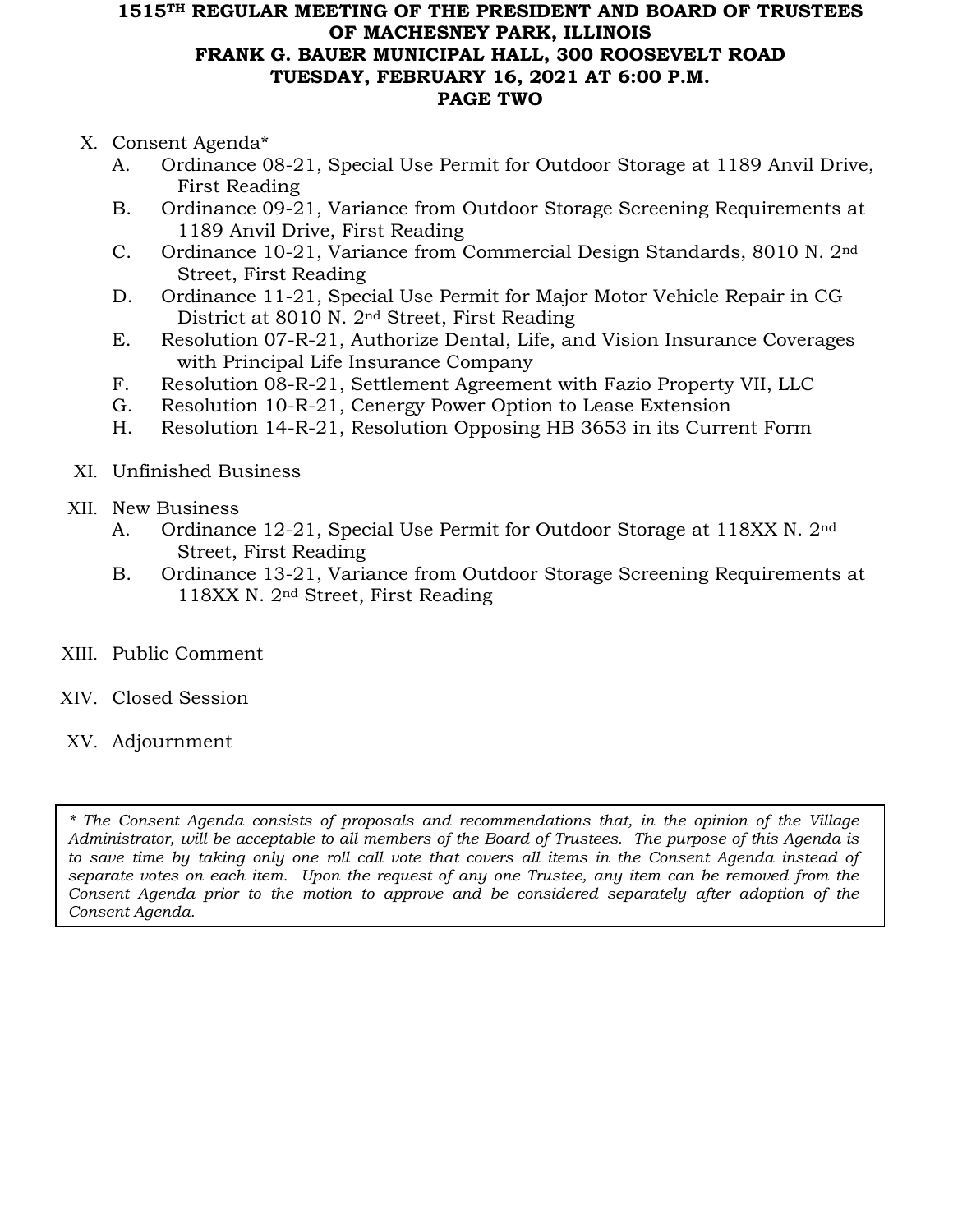# 1515TH REGULAR MEETING OF THE PRESIDENT AND BOARD OF TRUSTEES OF MACHESNEY PARK, ILLINOIS
## FRANK G. BAUER MUNICIPAL HALL, 300 ROOSEVELT ROAD
## TUESDAY, FEBRUARY 16, 2021 AT 6:00 P.M.
## PAGE TWO

X. Consent Agenda*
   - A. Ordinance 08-21, Special Use Permit for Outdoor Storage at 1189 Anvil Drive, First Reading
   - B. Ordinance 09-21, Variance from Outdoor Storage Screening Requirements at 1189 Anvil Drive, First Reading
   - C. Ordinance 10-21, Variance from Commercial Design Standards, 8010 N. 2nd Street, First Reading
   - D. Ordinance 11-21, Special Use Permit for Major Motor Vehicle Repair in CG District at 8010 N. 2nd Street, First Reading
   - E. Resolution 07-R-21, Authorize Dental, Life, and Vision Insurance Coverages with Principal Life Insurance Company
   - F. Resolution 08-R-21, Settlement Agreement with Fazio Property VII, LLC
   - G. Resolution 10-R-21, Cenergy Power Option to Lease Extension
   - H. Resolution 14-R-21, Resolution Opposing HB 3653 in its Current Form

XI. Unfinished Business

XII. New Business
   - A. Ordinance 12-21, Special Use Permit for Outdoor Storage at 118XX N. 2nd Street, First Reading
   - B. Ordinance 13-21, Variance from Outdoor Storage Screening Requirements at 118XX N. 2nd Street, First Reading

XIII. Public Comment

XIV. Closed Session

XV. Adjournment

*\* The Consent Agenda consists of proposals and recommendations that, in the opinion of the Village Administrator, will be acceptable to all members of the Board of Trustees. The purpose of this Agenda is to save time by taking only one roll call vote that covers all items in the Consent Agenda instead of separate votes on each item. Upon the request of any one Trustee, any item can be removed from the Consent Agenda prior to the motion to approve and be considered separately after adoption of the Consent Agenda.*